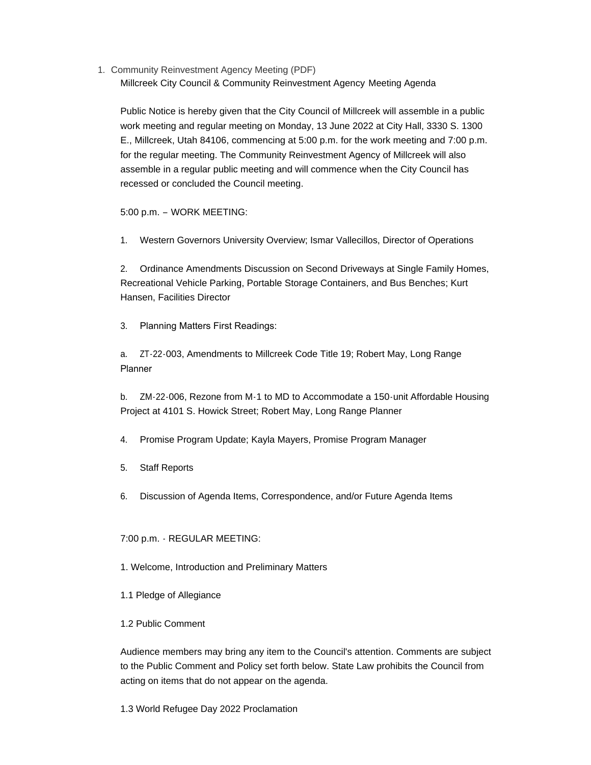1. Community Reinvestment Agency Meeting (PDF)

Millcreek City Council & Community Reinvestment Agency Meeting Agenda

Public Notice is hereby given that the City Council of Millcreek will assemble in a public work meeting and regular meeting on Monday, 13 June 2022 at City Hall, 3330 S. 1300 E., Millcreek, Utah 84106, commencing at 5:00 p.m. for the work meeting and 7:00 p.m. for the regular meeting. The Community Reinvestment Agency of Millcreek will also assemble in a regular public meeting and will commence when the City Council has recessed or concluded the Council meeting.

5:00 p.m. – WORK MEETING:

1. Western Governors University Overview; Ismar Vallecillos, Director of Operations

2. Ordinance Amendments Discussion on Second Driveways at Single Family Homes, Recreational Vehicle Parking, Portable Storage Containers, and Bus Benches; Kurt Hansen, Facilities Director

3. Planning Matters First Readings:

a. ZT-22-003, Amendments to Millcreek Code Title 19; Robert May, Long Range Planner

b. ZM-22-006, Rezone from M-1 to MD to Accommodate a 150-unit Affordable Housing Project at 4101 S. Howick Street; Robert May, Long Range Planner

4. Promise Program Update; Kayla Mayers, Promise Program Manager

5. Staff Reports

6. Discussion of Agenda Items, Correspondence, and/or Future Agenda Items

7:00 p.m. - REGULAR MEETING:

1. Welcome, Introduction and Preliminary Matters

1.1 Pledge of Allegiance

1.2 Public Comment

Audience members may bring any item to the Council's attention. Comments are subject to the Public Comment and Policy set forth below. State Law prohibits the Council from acting on items that do not appear on the agenda.

1.3 World Refugee Day 2022 Proclamation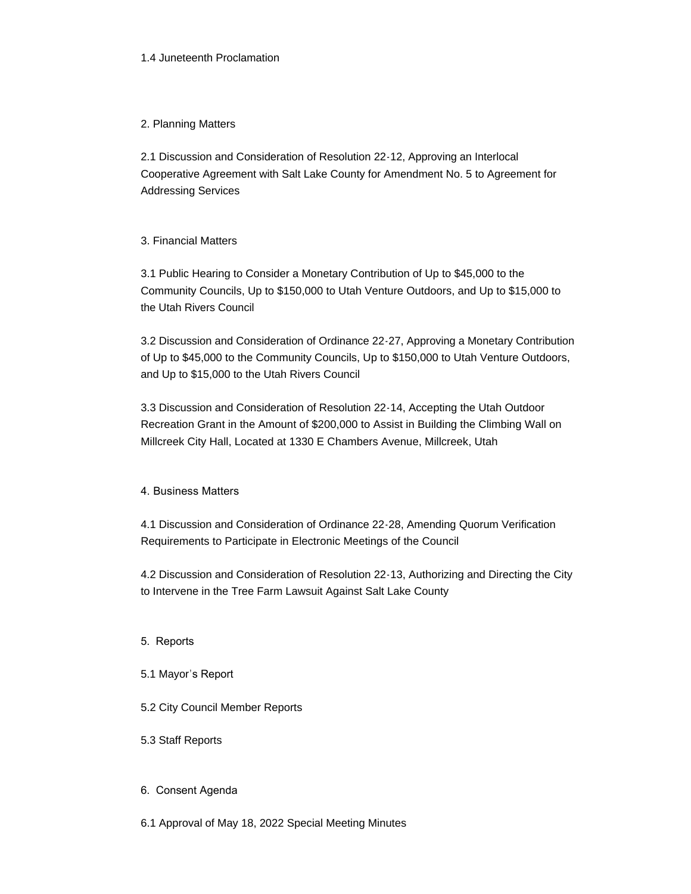1.4 Juneteenth Proclamation

2. Planning Matters

2.1 Discussion and Consideration of Resolution 22-12, Approving an Interlocal Cooperative Agreement with Salt Lake County for Amendment No. 5 to Agreement for Addressing Services

3. Financial Matters

3.1 Public Hearing to Consider a Monetary Contribution of Up to $45,000 to the Community Councils, Up to $150,000 to Utah Venture Outdoors, and Up to $15,000 to the Utah Rivers Council

3.2 Discussion and Consideration of Ordinance 22-27, Approving a Monetary Contribution of Up to $45,000 to the Community Councils, Up to $150,000 to Utah Venture Outdoors, and Up to $15,000 to the Utah Rivers Council

3.3 Discussion and Consideration of Resolution 22-14, Accepting the Utah Outdoor Recreation Grant in the Amount of $200,000 to Assist in Building the Climbing Wall on Millcreek City Hall, Located at 1330 E Chambers Avenue, Millcreek, Utah

4. Business Matters

4.1 Discussion and Consideration of Ordinance 22-28, Amending Quorum Verification Requirements to Participate in Electronic Meetings of the Council

4.2 Discussion and Consideration of Resolution 22-13, Authorizing and Directing the City to Intervene in the Tree Farm Lawsuit Against Salt Lake County

5. Reports

5.1 Mayor's Report

5.2 City Council Member Reports

5.3 Staff Reports

6. Consent Agenda

6.1 Approval of May 18, 2022 Special Meeting Minutes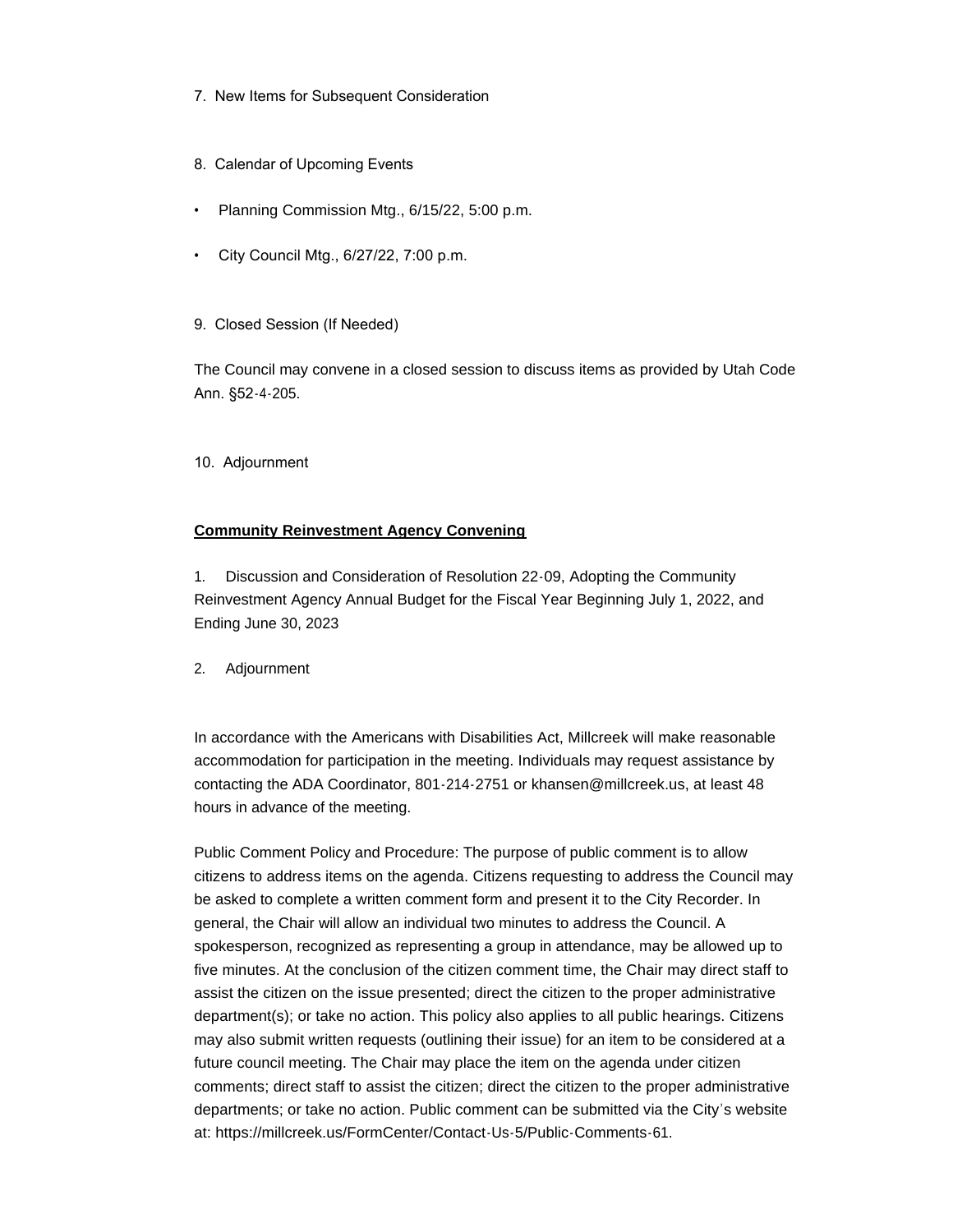7. New Items for Subsequent Consideration

8. Calendar of Upcoming Events

- Planning Commission Mtg., 6/15/22, 5:00 p.m.
- City Council Mtg., 6/27/22, 7:00 p.m.

9. Closed Session (If Needed)

The Council may convene in a closed session to discuss items as provided by Utah Code Ann. §52-4-205.

10. Adjournment

**Community Reinvestment Agency Convening**

1. Discussion and Consideration of Resolution 22-09, Adopting the Community Reinvestment Agency Annual Budget for the Fiscal Year Beginning July 1, 2022, and Ending June 30, 2023

2. Adjournment

In accordance with the Americans with Disabilities Act, Millcreek will make reasonable accommodation for participation in the meeting. Individuals may request assistance by contacting the ADA Coordinator, 801-214-2751 or khansen@millcreek.us, at least 48 hours in advance of the meeting.

Public Comment Policy and Procedure: The purpose of public comment is to allow citizens to address items on the agenda. Citizens requesting to address the Council may be asked to complete a written comment form and present it to the City Recorder. In general, the Chair will allow an individual two minutes to address the Council. A spokesperson, recognized as representing a group in attendance, may be allowed up to five minutes. At the conclusion of the citizen comment time, the Chair may direct staff to assist the citizen on the issue presented; direct the citizen to the proper administrative department(s); or take no action. This policy also applies to all public hearings. Citizens may also submit written requests (outlining their issue) for an item to be considered at a future council meeting. The Chair may place the item on the agenda under citizen comments; direct staff to assist the citizen; direct the citizen to the proper administrative departments; or take no action. Public comment can be submitted via the City's website at: https://millcreek.us/FormCenter/Contact-Us-5/Public-Comments-61.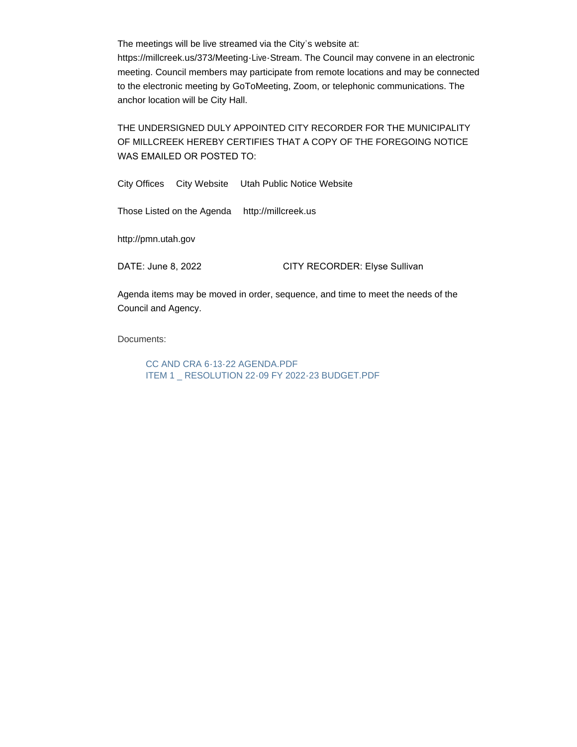The meetings will be live streamed via the City's website at: https://millcreek.us/373/Meeting-Live-Stream. The Council may convene in an electronic meeting. Council members may participate from remote locations and may be connected to the electronic meeting by GoToMeeting, Zoom, or telephonic communications. The anchor location will be City Hall.

THE UNDERSIGNED DULY APPOINTED CITY RECORDER FOR THE MUNICIPALITY OF MILLCREEK HEREBY CERTIFIES THAT A COPY OF THE FOREGOING NOTICE WAS EMAILED OR POSTED TO:

City Offices  City Website  Utah Public Notice Website

Those Listed on the Agenda  http://millcreek.us

http://pmn.utah.gov

DATE: June 8, 2022  CITY RECORDER: Elyse Sullivan

Agenda items may be moved in order, sequence, and time to meet the needs of the Council and Agency.

Documents:

CC AND CRA 6-13-22 AGENDA.PDF
ITEM 1 _ RESOLUTION 22-09 FY 2022-23 BUDGET.PDF